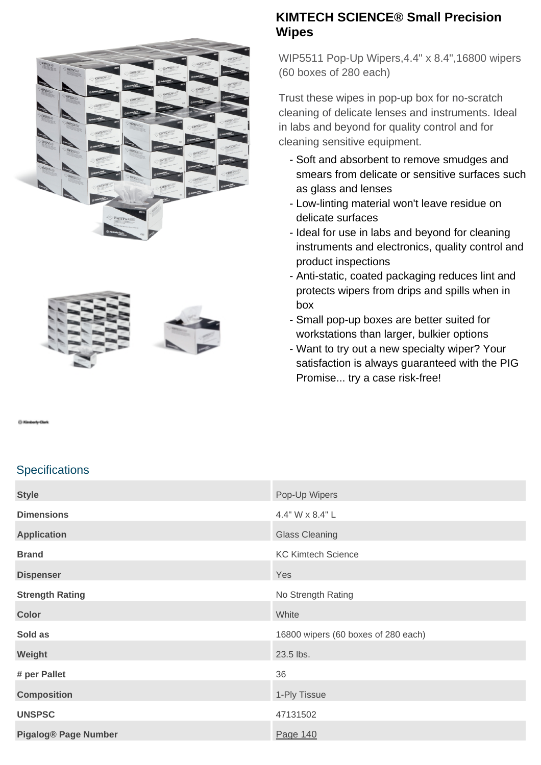# KIMTECH SCIENCE® Small Precision Wipes

WIP5511 Pop-Up Wipers,4.4" x 8.4",16800 wipers (60 boxes of 280 each)

Trust these wipes in pop-up box for no-scratch cleaning of delicate lenses and instruments. Ideal in labs and beyond for quality control and for cleaning sensitive equipment.

- Soft and absorbent to remove smudges and smears from delicate or sensitive surfaces such as glass and lenses
- Low-linting material won't leave residue on delicate surfaces
- Ideal for use in labs and beyond for cleaning instruments and electronics, quality control and product inspections
- Anti-static, coated packaging reduces lint and protects wipers from drips and spills when in box
- Small pop-up boxes are better suited for workstations than larger, bulkier options
- Want to try out a new specialty wiper? Your satisfaction is always guaranteed with the PIG Promise... try a case risk-free!

## Specifications

| | |
|---|---|
| **Style** | Pop-Up Wipers |
| **Dimensions** | 4.4" W x 8.4" L |
| **Application** | Glass Cleaning |
| **Brand** | KC Kimtech Science |
| **Dispenser** | Yes |
| **Strength Rating** | No Strength Rating |
| **Color** | White |
| **Sold as** | 16800 wipers (60 boxes of 280 each) |
| **Weight** | 23.5 lbs. |
| **# per Pallet** | 36 |
| **Composition** | 1-Ply Tissue |
| **UNSPSC** | 47131502 |
| **Pigalog® Page Number** | Page 140 |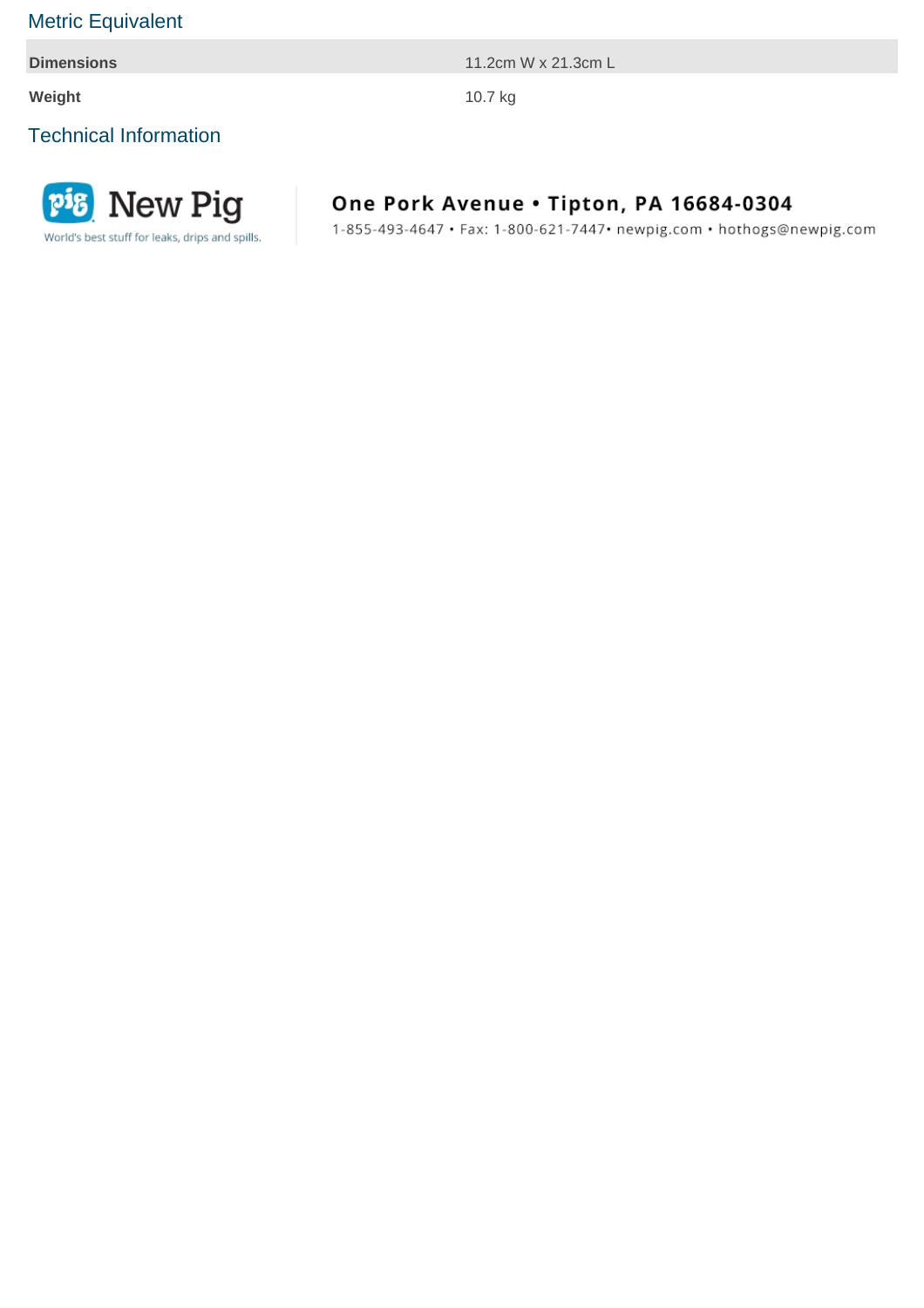## Metric Equivalent

| | |
|---|---|
| **Dimensions** | 11.2cm W x 21.3cm L |
| **Weight** | 10.7 kg |

## Technical Information

New Pig

World's best stuff for leaks, drips and spills.

**One Pork Avenue • Tipton, PA 16684-0304**

1-855-493-4647 • Fax: 1-800-621-7447• newpig.com • hothogs@newpig.com